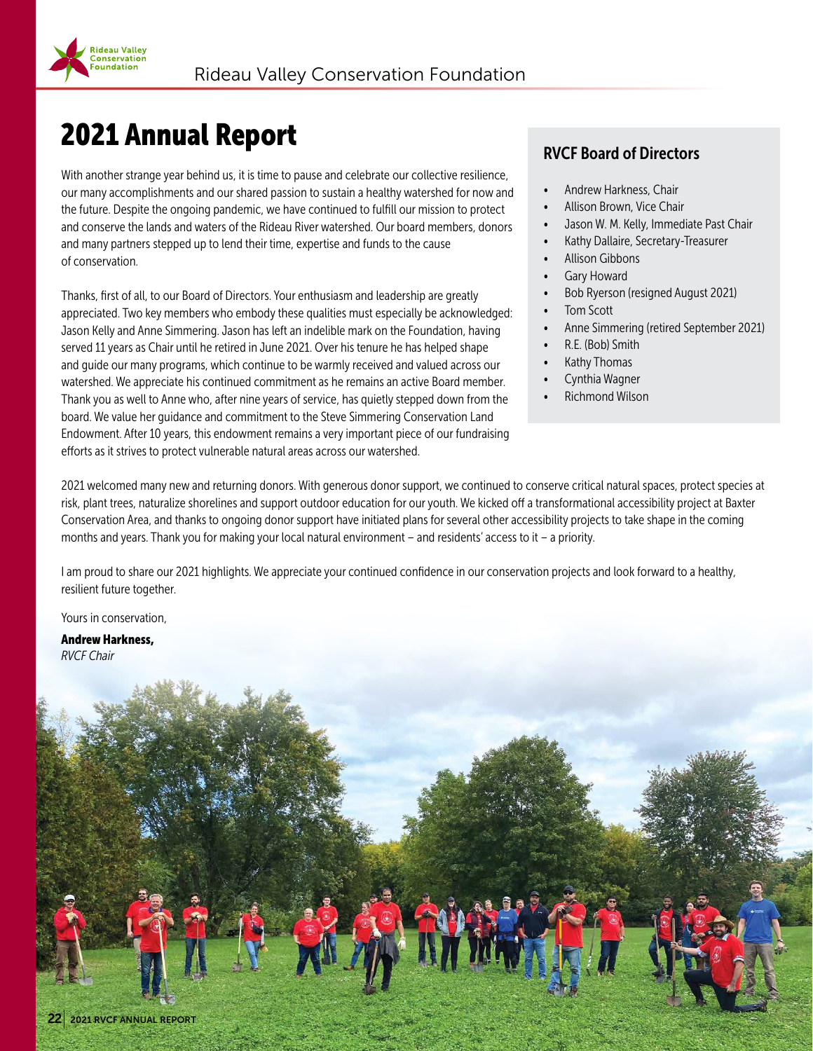# 2021 Annual Report

With another strange year behind us, it is time to pause and celebrate our collective resilience, our many accomplishments and our shared passion to sustain a healthy watershed for now and the future. Despite the ongoing pandemic, we have continued to fulfill our mission to protect and conserve the lands and waters of the Rideau River watershed. Our board members, donors and many partners stepped up to lend their time, expertise and funds to the cause of conservation.

Thanks, first of all, to our Board of Directors. Your enthusiasm and leadership are greatly appreciated. Two key members who embody these qualities must especially be acknowledged: Jason Kelly and Anne Simmering. Jason has left an indelible mark on the Foundation, having served 11 years as Chair until he retired in June 2021. Over his tenure he has helped shape and guide our many programs, which continue to be warmly received and valued across our watershed. We appreciate his continued commitment as he remains an active Board member. Thank you as well to Anne who, after nine years of service, has quietly stepped down from the board. We value her guidance and commitment to the Steve Simmering Conservation Land Endowment. After 10 years, this endowment remains a very important piece of our fundraising efforts as it strives to protect vulnerable natural areas across our watershed.

## RVCF Board of Directors

- Andrew Harkness, Chair
- Allison Brown, Vice Chair
- Jason W. M. Kelly, Immediate Past Chair
- Kathy Dallaire, Secretary-Treasurer
- Allison Gibbons
- Gary Howard
- Bob Ryerson (resigned August 2021)
- Tom Scott
- Anne Simmering (retired September 2021)
- R.E. (Bob) Smith
- Kathy Thomas
- Cynthia Wagner
- Richmond Wilson

2021 welcomed many new and returning donors. With generous donor support, we continued to conserve critical natural spaces, protect species at risk, plant trees, naturalize shorelines and support outdoor education for our youth. We kicked off a transformational accessibility project at Baxter Conservation Area, and thanks to ongoing donor support have initiated plans for several other accessibility projects to take shape in the coming months and years. Thank you for making your local natural environment – and residents' access to it – a priority.

I am proud to share our 2021 highlights. We appreciate your continued confidence in our conservation projects and look forward to a healthy, resilient future together.

Yours in conservation,

**Andrew Harkness,**
*RVCF Chair*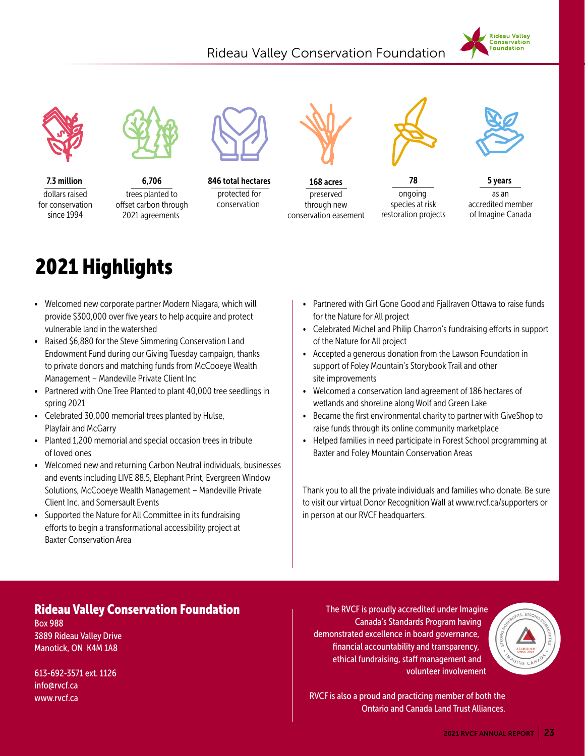**7.3 million**
dollars raised for conservation since 1994

**6,706**
trees planted to offset carbon through 2021 agreements

**846 total hectares**
protected for conservation

**168 acres**
preserved through new conservation easement

**78**
ongoing species at risk restoration projects

**5 years**
as an accredited member of Imagine Canada

# 2021 Highlights

- Welcomed new corporate partner Modern Niagara, which will provide $300,000 over five years to help acquire and protect vulnerable land in the watershed
- Raised $6,880 for the Steve Simmering Conservation Land Endowment Fund during our Giving Tuesday campaign, thanks to private donors and matching funds from McCooeye Wealth Management – Mandeville Private Client Inc
- Partnered with One Tree Planted to plant 40,000 tree seedlings in spring 2021
- Celebrated 30,000 memorial trees planted by Hulse, Playfair and McGarry
- Planted 1,200 memorial and special occasion trees in tribute of loved ones
- Welcomed new and returning Carbon Neutral individuals, businesses and events including LIVE 88.5, Elephant Print, Evergreen Window Solutions, McCooeye Wealth Management – Mandeville Private Client Inc. and Somersault Events
- Supported the Nature for All Committee in its fundraising efforts to begin a transformational accessibility project at Baxter Conservation Area
- Partnered with Girl Gone Good and Fjallraven Ottawa to raise funds for the Nature for All project
- Celebrated Michel and Philip Charron's fundraising efforts in support of the Nature for All project
- Accepted a generous donation from the Lawson Foundation in support of Foley Mountain's Storybook Trail and other site improvements
- Welcomed a conservation land agreement of 186 hectares of wetlands and shoreline along Wolf and Green Lake
- Became the first environmental charity to partner with GiveShop to raise funds through its online community marketplace
- Helped families in need participate in Forest School programming at Baxter and Foley Mountain Conservation Areas

Thank you to all the private individuals and families who donate. Be sure to visit our virtual Donor Recognition Wall at www.rvcf.ca/supporters or in person at our RVCF headquarters.

## Rideau Valley Conservation Foundation

Box 988
3889 Rideau Valley Drive
Manotick, ON K4M 1A8

613-692-3571 ext. 1126
info@rvcf.ca
www.rvcf.ca

The RVCF is proudly accredited under Imagine Canada's Standards Program having demonstrated excellence in board governance, financial accountability and transparency, ethical fundraising, staff management and volunteer involvement

RVCF is also a proud and practicing member of both the Ontario and Canada Land Trust Alliances.